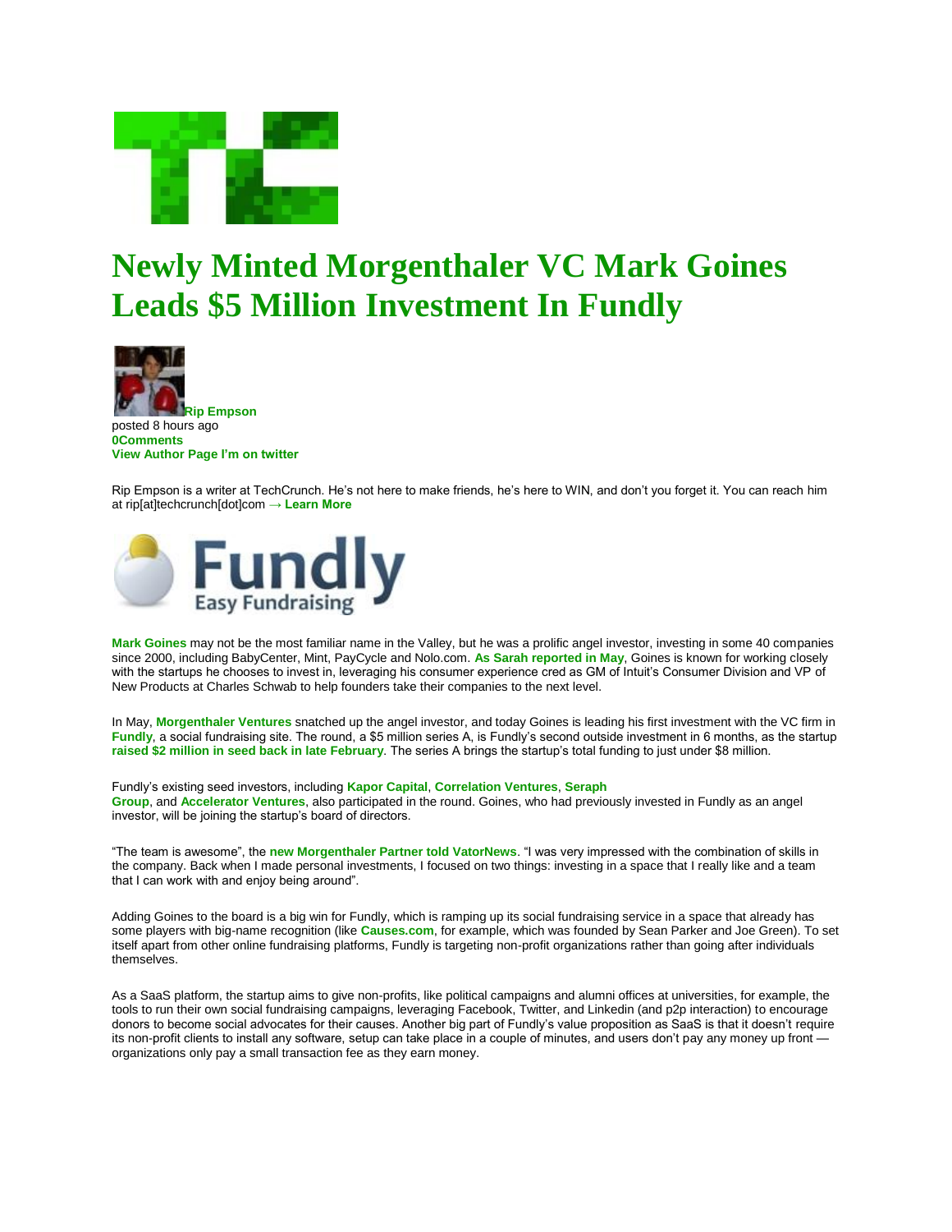# Newly Minted Morgenthaler VC Mark Goines Leads $5 Million Investment In Fundly

**Rip Empson**
posted 8 hours ago
**0Comments**
**View Author Page I'm on twitter**

Rip Empson is a writer at TechCrunch. He's not here to make friends, he's here to WIN, and don't you forget it. You can reach him at rip[at]techcrunch[dot]com **→ Learn More**

**Mark Goines** may not be the most familiar name in the Valley, but he was a prolific angel investor, investing in some 40 companies since 2000, including BabyCenter, Mint, PayCycle and Nolo.com. **As Sarah reported in May**, Goines is known for working closely with the startups he chooses to invest in, leveraging his consumer experience cred as GM of Intuit's Consumer Division and VP of New Products at Charles Schwab to help founders take their companies to the next level.

In May, **Morgenthaler Ventures** snatched up the angel investor, and today Goines is leading his first investment with the VC firm in **Fundly**, a social fundraising site. The round, a $5 million series A, is Fundly's second outside investment in 6 months, as the startup **raised $2 million in seed back in late February**. The series A brings the startup's total funding to just under $8 million.

Fundly's existing seed investors, including **Kapor Capital**, **Correlation Ventures**, **Seraph Group**, and **Accelerator Ventures**, also participated in the round. Goines, who had previously invested in Fundly as an angel investor, will be joining the startup's board of directors.

"The team is awesome", the **new Morgenthaler Partner told VatorNews**. "I was very impressed with the combination of skills in the company. Back when I made personal investments, I focused on two things: investing in a space that I really like and a team that I can work with and enjoy being around".

Adding Goines to the board is a big win for Fundly, which is ramping up its social fundraising service in a space that already has some players with big-name recognition (like **Causes.com**, for example, which was founded by Sean Parker and Joe Green). To set itself apart from other online fundraising platforms, Fundly is targeting non-profit organizations rather than going after individuals themselves.

As a SaaS platform, the startup aims to give non-profits, like political campaigns and alumni offices at universities, for example, the tools to run their own social fundraising campaigns, leveraging Facebook, Twitter, and Linkedin (and p2p interaction) to encourage donors to become social advocates for their causes. Another big part of Fundly's value proposition as SaaS is that it doesn't require its non-profit clients to install any software, setup can take place in a couple of minutes, and users don't pay any money up front — organizations only pay a small transaction fee as they earn money.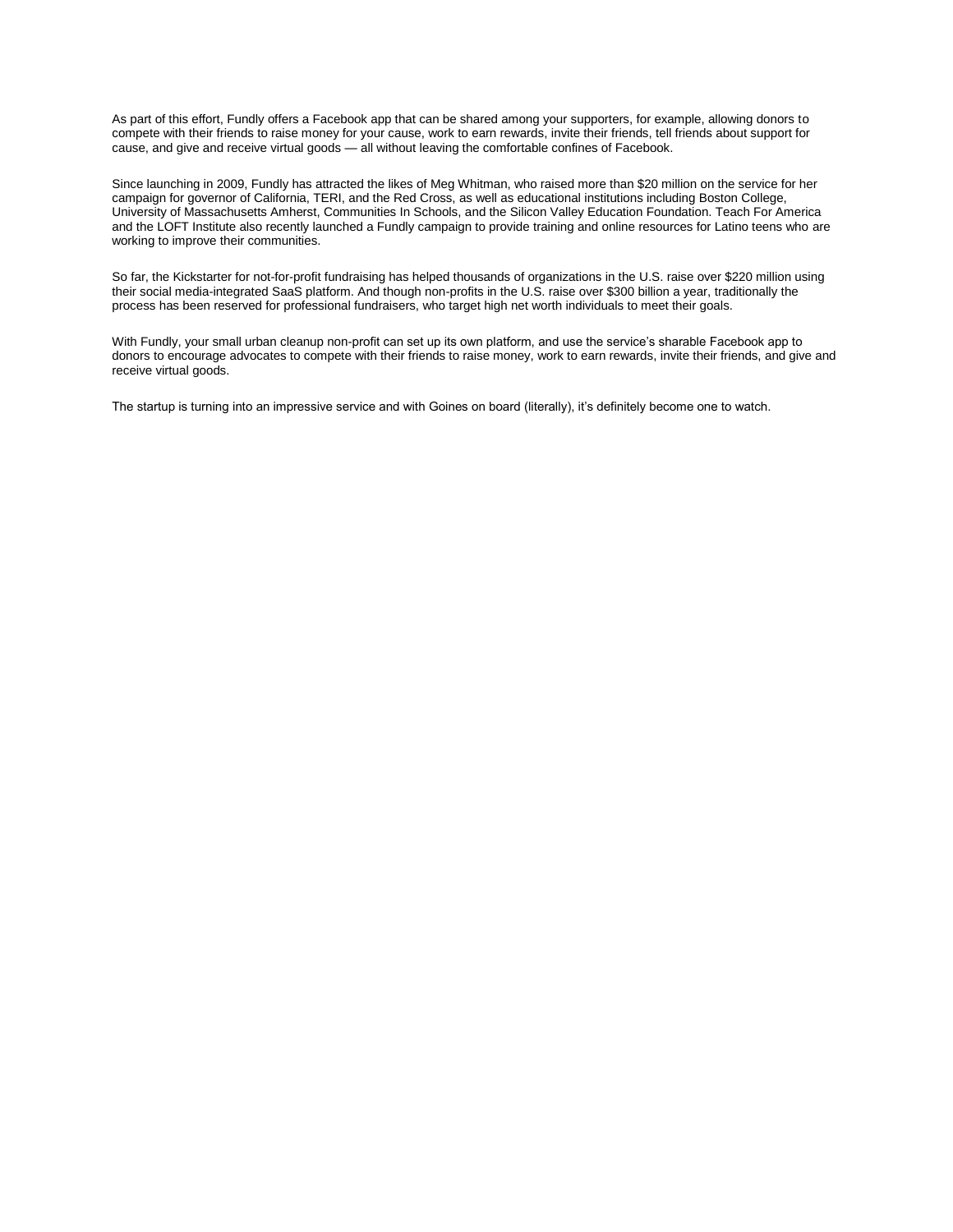As part of this effort, Fundly offers a Facebook app that can be shared among your supporters, for example, allowing donors to compete with their friends to raise money for your cause, work to earn rewards, invite their friends, tell friends about support for cause, and give and receive virtual goods — all without leaving the comfortable confines of Facebook.

Since launching in 2009, Fundly has attracted the likes of Meg Whitman, who raised more than $20 million on the service for her campaign for governor of California, TERI, and the Red Cross, as well as educational institutions including Boston College, University of Massachusetts Amherst, Communities In Schools, and the Silicon Valley Education Foundation. Teach For America and the LOFT Institute also recently launched a Fundly campaign to provide training and online resources for Latino teens who are working to improve their communities.

So far, the Kickstarter for not-for-profit fundraising has helped thousands of organizations in the U.S. raise over $220 million using their social media-integrated SaaS platform. And though non-profits in the U.S. raise over $300 billion a year, traditionally the process has been reserved for professional fundraisers, who target high net worth individuals to meet their goals.

With Fundly, your small urban cleanup non-profit can set up its own platform, and use the service's sharable Facebook app to donors to encourage advocates to compete with their friends to raise money, work to earn rewards, invite their friends, and give and receive virtual goods.

The startup is turning into an impressive service and with Goines on board (literally), it's definitely become one to watch.